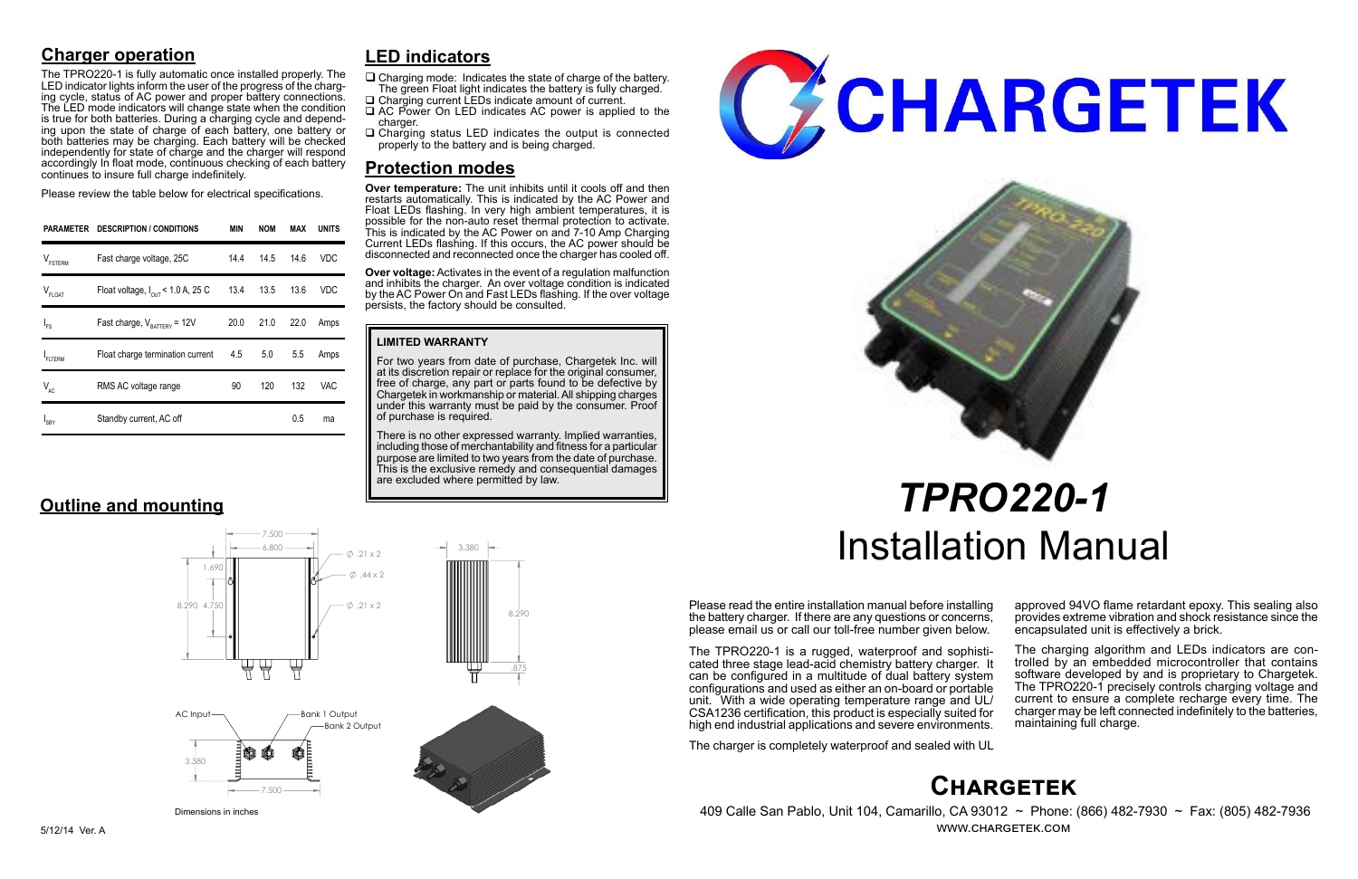## Charger operation

The TPRO220-1 is fully automatic once installed properly. The LED indicator lights inform the user of the progress of the charging cycle, status of AC power and proper battery connections. The LED mode indicators will change state when the condition is true for both batteries. During a charging cycle and depending upon the state of charge of each battery, one battery or both batteries may be charging. Each battery will be checked independently for state of charge and the charger will respond accordingly In float mode, continuous checking of each battery continues to insure full charge indefinitely.

Please review the table below for electrical specifications.

| PARAMETER | DESCRIPTION / CONDITIONS | MIN | NOM | MAX | UNITS |
|---|---|---|---|---|---|
| $V_{FSTERM}$ | Fast charge voltage, 25C | 14.4 | 14.5 | 14.6 | VDC |
| $V_{FLOAT}$ | Float voltage, $I_{OUT}$ < 1.0 A, 25 C | 13.4 | 13.5 | 13.6 | VDC |
| $I_{FS}$ | Fast charge, $V_{BATTERY}$ = 12V | 20.0 | 21.0 | 22.0 | Amps |
| $I_{FLTERM}$ | Float charge termination current | 4.5 | 5.0 | 5.5 | Amps |
| $V_{AC}$ | RMS AC voltage range | 90 | 120 | 132 | VAC |
| $I_{SBY}$ | Standby current, AC off | | | 0.5 | ma |

## LED indicators

- ❑ Charging mode: Indicates the state of charge of the battery. The green Float light indicates the battery is fully charged.
- ❑ Charging current LEDs indicate amount of current.
- ❑ AC Power On LED indicates AC power is applied to the charger.
- ❑ Charging status LED indicates the output is connected properly to the battery and is being charged.

## Protection modes

**Over temperature:** The unit inhibits until it cools off and then restarts automatically. This is indicated by the AC Power and Float LEDs flashing. In very high ambient temperatures, it is possible for the non-auto reset thermal protection to activate. This is indicated by the AC Power on and 7-10 Amp Charging Current LEDs flashing. If this occurs, the AC power should be disconnected and reconnected once the charger has cooled off.

**Over voltage:** Activates in the event of a regulation malfunction and inhibits the charger. An over voltage condition is indicated by the AC Power On and Fast LEDs flashing. If the over voltage persists, the factory should be consulted.

**LIMITED WARRANTY**

For two years from date of purchase, Chargetek Inc. will at its discretion repair or replace for the original consumer, free of charge, any part or parts found to be defective by Chargetek in workmanship or material. All shipping charges under this warranty must be paid by the consumer. Proof of purchase is required.

There is no other expressed warranty. Implied warranties, including those of merchantability and fitness for a particular purpose are limited to two years from the date of purchase. This is the exclusive remedy and consequential damages are excluded where permitted by law.

## Outline and mounting

7.500
6.800
∅ .21 x 2
∅ .44 x 2
∅ .21 x 2
1.690
8.290 4.750
3.380
8.290
.875
AC Input
Bank 1 Output
Bank 2 Output
3.380
7.500

Dimensions in inches

5/12/14 Ver. A

CHARGETEK

# *TPRO220-1*
# Installation Manual

Please read the entire installation manual before installing the battery charger. If there are any questions or concerns, please email us or call our toll-free number given below.

The TPRO220-1 is a rugged, waterproof and sophisticated three stage lead-acid chemistry battery charger. It can be configured in a multitude of dual battery system configurations and used as either an on-board or portable unit. With a wide operating temperature range and UL/ CSA1236 certification, this product is especially suited for high end industrial applications and severe environments.

The charger is completely waterproof and sealed with UL approved 94VO flame retardant epoxy. This sealing also provides extreme vibration and shock resistance since the encapsulated unit is effectively a brick.

The charging algorithm and LEDs indicators are controlled by an embedded microcontroller that contains software developed by and is proprietary to Chargetek. The TPRO220-1 precisely controls charging voltage and current to ensure a complete recharge every time. The charger may be left connected indefinitely to the batteries, maintaining full charge.

**Chargetek**

409 Calle San Pablo, Unit 104, Camarillo, CA 93012 ~ Phone: (866) 482-7930 ~ Fax: (805) 482-7936
www.chargetek.com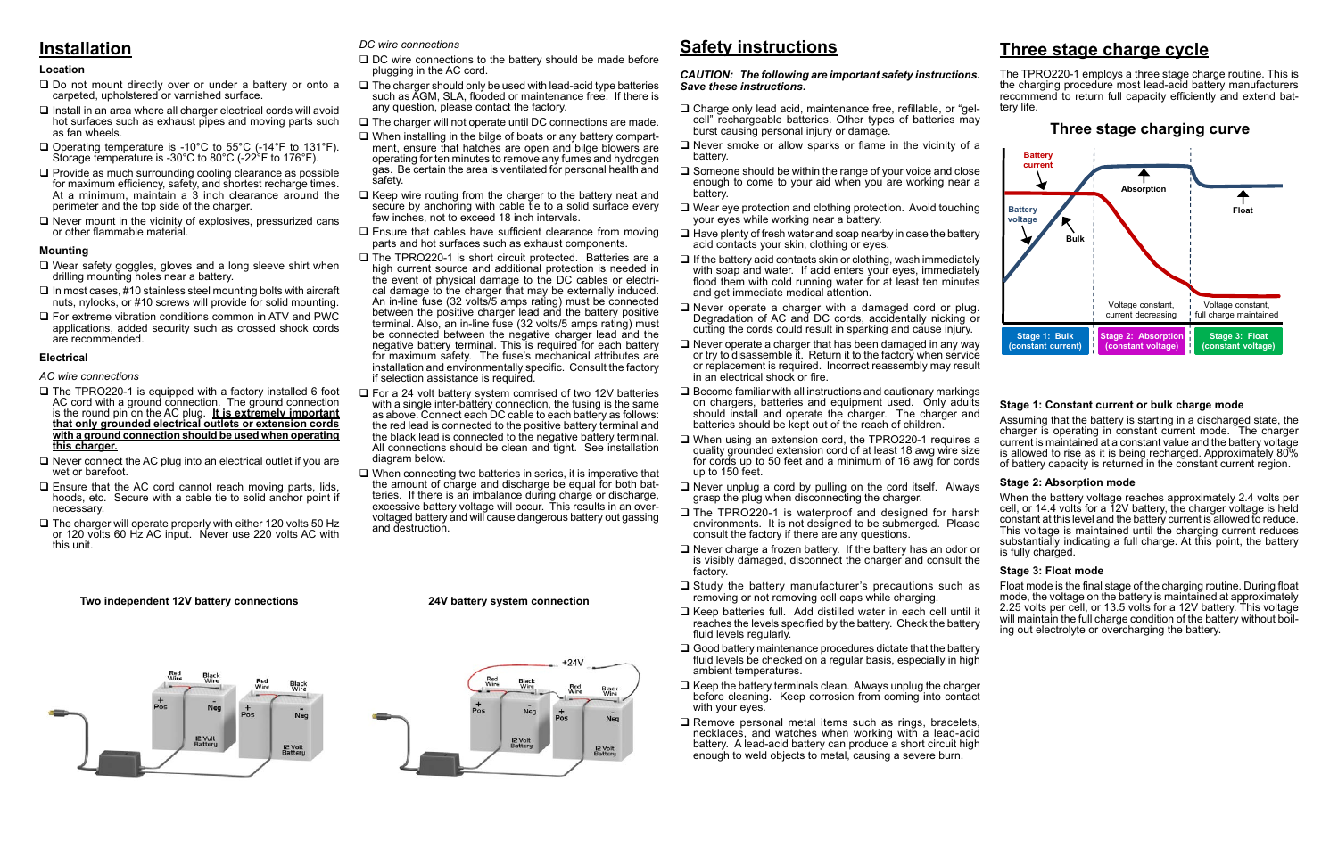## Installation

### Location

- ❑ Do not mount directly over or under a battery or onto a carpeted, upholstered or varnished surface.
- ❑ Install in an area where all charger electrical cords will avoid hot surfaces such as exhaust pipes and moving parts such as fan wheels.
- ❑ Operating temperature is -10°C to 55°C (-14°F to 131°F). Storage temperature is -30°C to 80°C (-22°F to 176°F).
- ❑ Provide as much surrounding cooling clearance as possible for maximum efficiency, safety, and shortest recharge times. At a minimum, maintain a 3 inch clearance around the perimeter and the top side of the charger.
- ❑ Never mount in the vicinity of explosives, pressurized cans or other flammable material.

### Mounting

- ❑ Wear safety goggles, gloves and a long sleeve shirt when drilling mounting holes near a battery.
- ❑ In most cases, #10 stainless steel mounting bolts with aircraft nuts, nylocks, or #10 screws will provide for solid mounting.
- ❑ For extreme vibration conditions common in ATV and PWC applications, added security such as crossed shock cords are recommended.

### Electrical

*AC wire connections*

- ❑ The TPRO220-1 is equipped with a factory installed 6 foot AC cord with a ground connection. The ground connection is the round pin on the AC plug. **It is extremely important that only grounded electrical outlets or extension cords with a ground connection should be used when operating this charger.**
- ❑ Never connect the AC plug into an electrical outlet if you are wet or barefoot.
- ❑ Ensure that the AC cord cannot reach moving parts, lids, hoods, etc. Secure with a cable tie to solid anchor point if necessary.
- ❑ The charger will operate properly with either 120 volts 50 Hz or 120 volts 60 Hz AC input. Never use 220 volts AC with this unit.

*DC wire connections*

- ❑ DC wire connections to the battery should be made before plugging in the AC cord.
- ❑ The charger should only be used with lead-acid type batteries such as AGM, SLA, flooded or maintenance free. If there is any question, please contact the factory.
- ❑ The charger will not operate until DC connections are made.
- ❑ When installing in the bilge of boats or any battery compartment, ensure that hatches are open and bilge blowers are operating for ten minutes to remove any fumes and hydrogen gas. Be certain the area is ventilated for personal health and safety.
- ❑ Keep wire routing from the charger to the battery neat and secure by anchoring with cable tie to a solid surface every few inches, not to exceed 18 inch intervals.
- ❑ Ensure that cables have sufficient clearance from moving parts and hot surfaces such as exhaust components.
- ❑ The TPRO220-1 is short circuit protected. Batteries are a high current source and additional protection is needed in the event of physical damage to the DC cables or electrical damage to the charger that may be externally induced. An in-line fuse (32 volts/5 amps rating) must be connected between the positive charger lead and the battery positive terminal. Also, an in-line fuse (32 volts/5 amps rating) must be connected between the negative charger lead and the negative battery terminal. This is required for each battery for maximum safety. The fuse's mechanical attributes are installation and environmentally specific. Consult the factory if selection assistance is required.
- ❑ For a 24 volt battery system comrised of two 12V batteries with a single inter-battery connection, the fusing is the same as above. Connect each DC cable to each battery as follows: the red lead is connected to the positive battery terminal and the black lead is connected to the negative battery terminal. All connections should be clean and tight. See installation diagram below.
- ❑ When connecting two batteries in series, it is imperative that the amount of charge and discharge be equal for both batteries. If there is an imbalance during charge or discharge, excessive battery voltage will occur. This results in an overvoltaged battery and will cause dangerous battery out gassing and destruction.

**Two independent 12V battery connections**

Red Wire
Black Wire
Pos
Neg
12 Volt Battery
Red Wire
Black Wire
Pos
Neg
12 Volt Battery

**24V battery system connection**

+24V
Red Wire
Black Wire
Pos
Neg
12 Volt Battery
Red Wire
Black Wire
Pos
Neg
12 Volt Battery

## Safety instructions

***CAUTION: The following are important safety instructions. Save these instructions.***

- ❑ Charge only lead acid, maintenance free, refillable, or "gel-cell" rechargeable batteries. Other types of batteries may burst causing personal injury or damage.
- ❑ Never smoke or allow sparks or flame in the vicinity of a battery.
- ❑ Someone should be within the range of your voice and close enough to come to your aid when you are working near a battery.
- ❑ Wear eye protection and clothing protection. Avoid touching your eyes while working near a battery.
- ❑ Have plenty of fresh water and soap nearby in case the battery acid contacts your skin, clothing or eyes.
- ❑ If the battery acid contacts skin or clothing, wash immediately with soap and water. If acid enters your eyes, immediately flood them with cold running water for at least ten minutes and get immediate medical attention.
- ❑ Never operate a charger with a damaged cord or plug. Degradation of AC and DC cords, accidentally nicking or cutting the cords could result in sparking and cause injury.
- ❑ Never operate a charger that has been damaged in any way or try to disassemble it. Return it to the factory when service or replacement is required. Incorrect reassembly may result in an electrical shock or fire.
- ❑ Become familiar with all instructions and cautionary markings on chargers, batteries and equipment used. Only adults should install and operate the charger. The charger and batteries should be kept out of the reach of children.
- ❑ When using an extension cord, the TPRO220-1 requires a quality grounded extension cord of at least 18 awg wire size for cords up to 50 feet and a minimum of 16 awg for cords up to 150 feet.
- ❑ Never unplug a cord by pulling on the cord itself. Always grasp the plug when disconnecting the charger.
- ❑ The TPRO220-1 is waterproof and designed for harsh environments. It is not designed to be submerged. Please consult the factory if there are any questions.
- ❑ Never charge a frozen battery. If the battery has an odor or is visibly damaged, disconnect the charger and consult the factory.
- ❑ Study the battery manufacturer's precautions such as removing or not removing cell caps while charging.
- ❑ Keep batteries full. Add distilled water in each cell until it reaches the levels specified by the battery. Check the battery fluid levels regularly.
- ❑ Good battery maintenance procedures dictate that the battery fluid levels be checked on a regular basis, especially in high ambient temperatures.
- ❑ Keep the battery terminals clean. Always unplug the charger before cleaning. Keep corrosion from coming into contact with your eyes.
- ❑ Remove personal metal items such as rings, bracelets, necklaces, and watches when working with a lead-acid battery. A lead-acid battery can produce a short circuit high enough to weld objects to metal, causing a severe burn.

## Three stage charge cycle

The TPRO220-1 employs a three stage charge routine. This is the charging procedure most lead-acid battery manufacturers recommend to return full capacity efficiently and extend battery life.

### Three stage charging curve

Battery current
Battery voltage
Bulk
Absorption
Float
Voltage constant, current decreasing
Voltage constant, full charge maintained
Stage 1: Bulk (constant current)
Stage 2: Absorption (constant voltage)
Stage 3: Float (constant voltage)

### Stage 1: Constant current or bulk charge mode

Assuming that the battery is starting in a discharged state, the charger is operating in constant current mode. The charger current is maintained at a constant value and the battery voltage is allowed to rise as it is being recharged. Approximately 80% of battery capacity is returned in the constant current region.

### Stage 2: Absorption mode

When the battery voltage reaches approximately 2.4 volts per cell, or 14.4 volts for a 12V battery, the charger voltage is held constant at this level and the battery current is allowed to reduce. This voltage is maintained until the charging current reduces substantially indicating a full charge. At this point, the battery is fully charged.

### Stage 3: Float mode

Float mode is the final stage of the charging routine. During float mode, the voltage on the battery is maintained at approximately 2.25 volts per cell, or 13.5 volts for a 12V battery. This voltage will maintain the full charge condition of the battery without boiling out electrolyte or overcharging the battery.